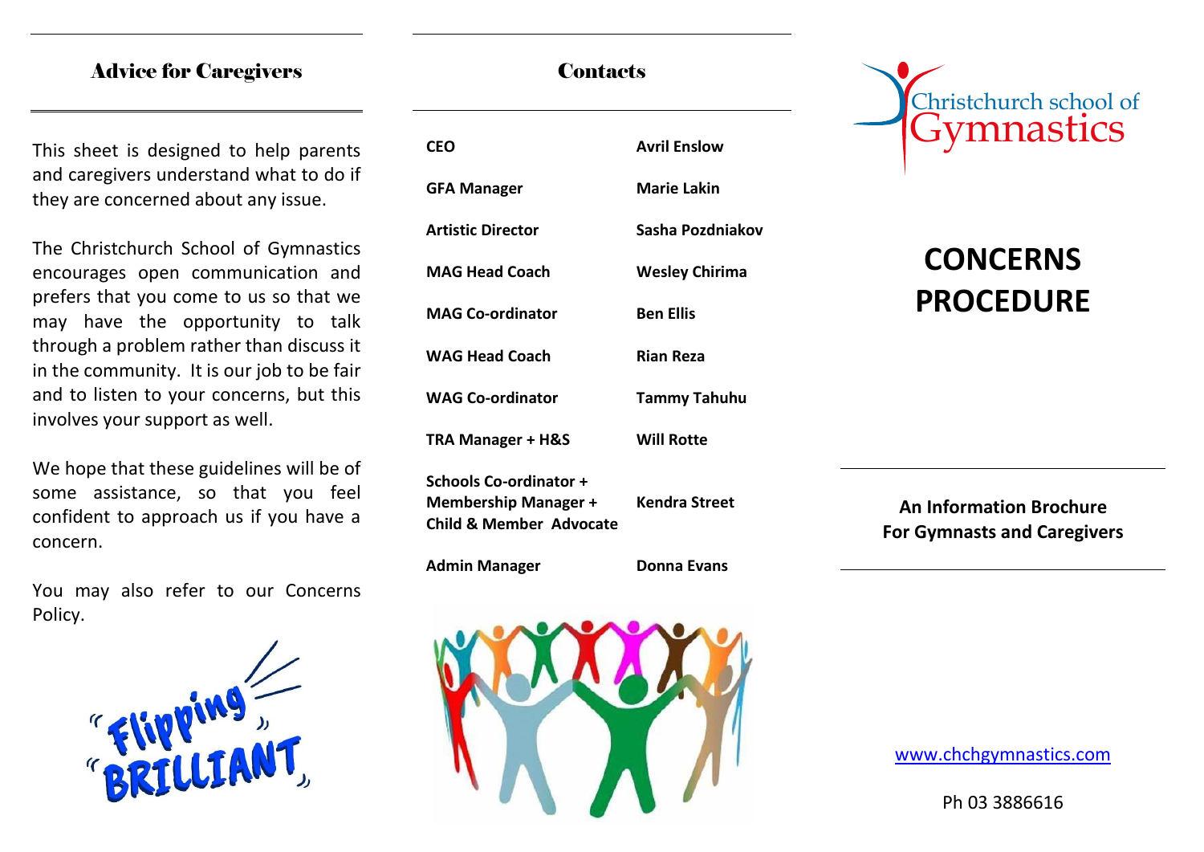## Advice for Caregivers

This sheet is designed to help parents and caregivers understand what to do if they are concerned about any issue.

The Christchurch School of Gymnastics encourages open communication and prefers that you come to us so that we may have the opportunity to talk through a problem rather than discuss it in the community. It is our job to be fair and to listen to your concerns, but this involves your support as well.

We hope that these guidelines will be of some assistance, so that you feel confident to approach us if you have a concern.

You may also refer to our Concerns Policy.

"Flipping" "BRILLIANT"

## Contacts

| | |
|---|---|
| **CEO** | **Avril Enslow** |
| **GFA Manager** | **Marie Lakin** |
| **Artistic Director** | **Sasha Pozdniakov** |
| **MAG Head Coach** | **Wesley Chirima** |
| **MAG Co-ordinator** | **Ben Ellis** |
| **WAG Head Coach** | **Rian Reza** |
| **WAG Co-ordinator** | **Tammy Tahuhu** |
| **TRA Manager + H&S** | **Will Rotte** |
| **Schools Co-ordinator + Membership Manager + Child & Member Advocate** | **Kendra Street** |
| **Admin Manager** | **Donna Evans** |

Christchurch school of Gymnastics

# CONCERNS PROCEDURE

**An Information Brochure For Gymnasts and Caregivers**

www.chchgymnastics.com

Ph 03 3886616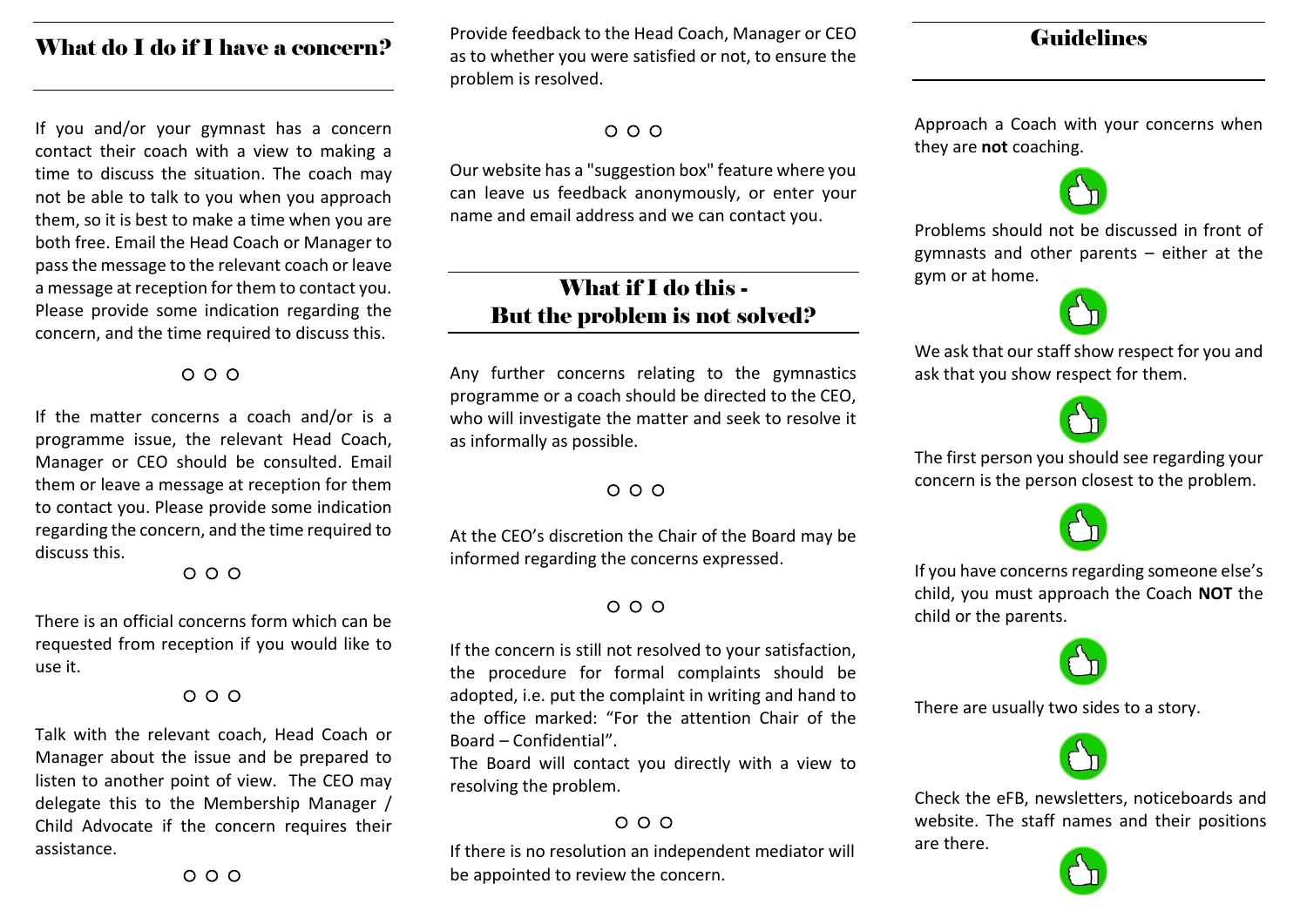## What do I do if I have a concern?

If you and/or your gymnast has a concern contact their coach with a view to making a time to discuss the situation. The coach may not be able to talk to you when you approach them, so it is best to make a time when you are both free. Email the Head Coach or Manager to pass the message to the relevant coach or leave a message at reception for them to contact you. Please provide some indication regarding the concern, and the time required to discuss this.

O O O

If the matter concerns a coach and/or is a programme issue, the relevant Head Coach, Manager or CEO should be consulted. Email them or leave a message at reception for them to contact you. Please provide some indication regarding the concern, and the time required to discuss this.

O O O

There is an official concerns form which can be requested from reception if you would like to use it.

O O O

Talk with the relevant coach, Head Coach or Manager about the issue and be prepared to listen to another point of view. The CEO may delegate this to the Membership Manager / Child Advocate if the concern requires their assistance.

O O O

Provide feedback to the Head Coach, Manager or CEO as to whether you were satisfied or not, to ensure the problem is resolved.

O O O

Our website has a "suggestion box" feature where you can leave us feedback anonymously, or enter your name and email address and we can contact you.

## What if I do this - But the problem is not solved?

Any further concerns relating to the gymnastics programme or a coach should be directed to the CEO, who will investigate the matter and seek to resolve it as informally as possible.

O O O

At the CEO's discretion the Chair of the Board may be informed regarding the concerns expressed.

O O O

If the concern is still not resolved to your satisfaction, the procedure for formal complaints should be adopted, i.e. put the complaint in writing and hand to the office marked: "For the attention Chair of the Board – Confidential".
The Board will contact you directly with a view to resolving the problem.

O O O

If there is no resolution an independent mediator will be appointed to review the concern.

## Guidelines

Approach a Coach with your concerns when they are **not** coaching.

Problems should not be discussed in front of gymnasts and other parents – either at the gym or at home.

We ask that our staff show respect for you and ask that you show respect for them.

The first person you should see regarding your concern is the person closest to the problem.

If you have concerns regarding someone else's child, you must approach the Coach **NOT** the child or the parents.

There are usually two sides to a story.

Check the eFB, newsletters, noticeboards and website. The staff names and their positions are there.